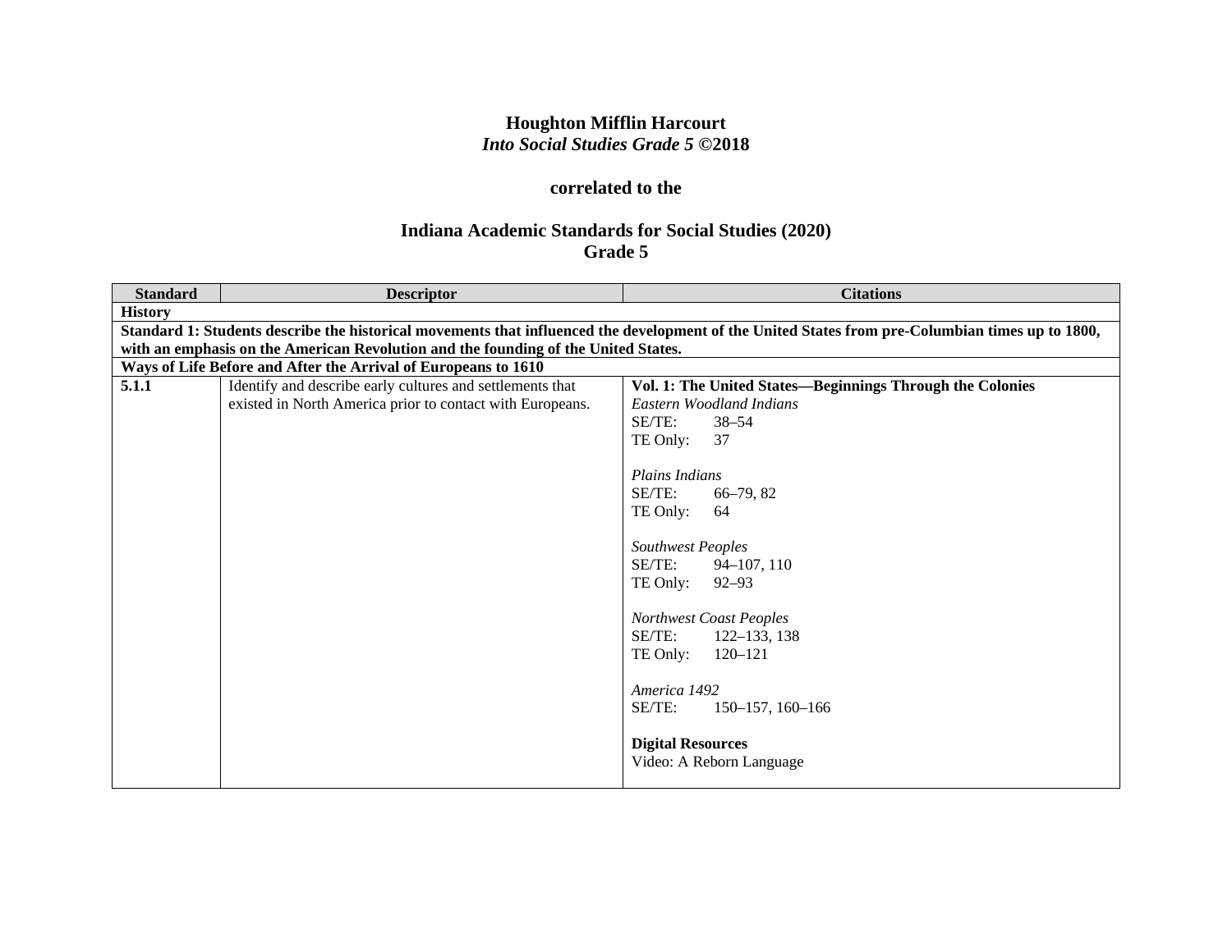**Houghton Mifflin Harcourt**
***Into Social Studies Grade 5* ©2018**

**correlated to the**

**Indiana Academic Standards for Social Studies (2020)**
**Grade 5**

| Standard | Descriptor | Citations |
|---|---|---|
| **History** | | |
| **Standard 1: Students describe the historical movements that influenced the development of the United States from pre-Columbian times up to 1800, with an emphasis on the American Revolution and the founding of the United States.** | | |
| **Ways of Life Before and After the Arrival of Europeans to 1610** | | |
| **5.1.1** | Identify and describe early cultures and settlements that existed in North America prior to contact with Europeans. | **Vol. 1: The United States—Beginnings Through the Colonies**<br>*Eastern Woodland Indians*<br>SE/TE: 38–54<br>TE Only: 37<br><br>*Plains Indians*<br>SE/TE: 66–79, 82<br>TE Only: 64<br><br>*Southwest Peoples*<br>SE/TE: 94–107, 110<br>TE Only: 92–93<br><br>*Northwest Coast Peoples*<br>SE/TE: 122–133, 138<br>TE Only: 120–121<br><br>*America 1492*<br>SE/TE: 150–157, 160–166<br><br>**Digital Resources**<br>Video: A Reborn Language |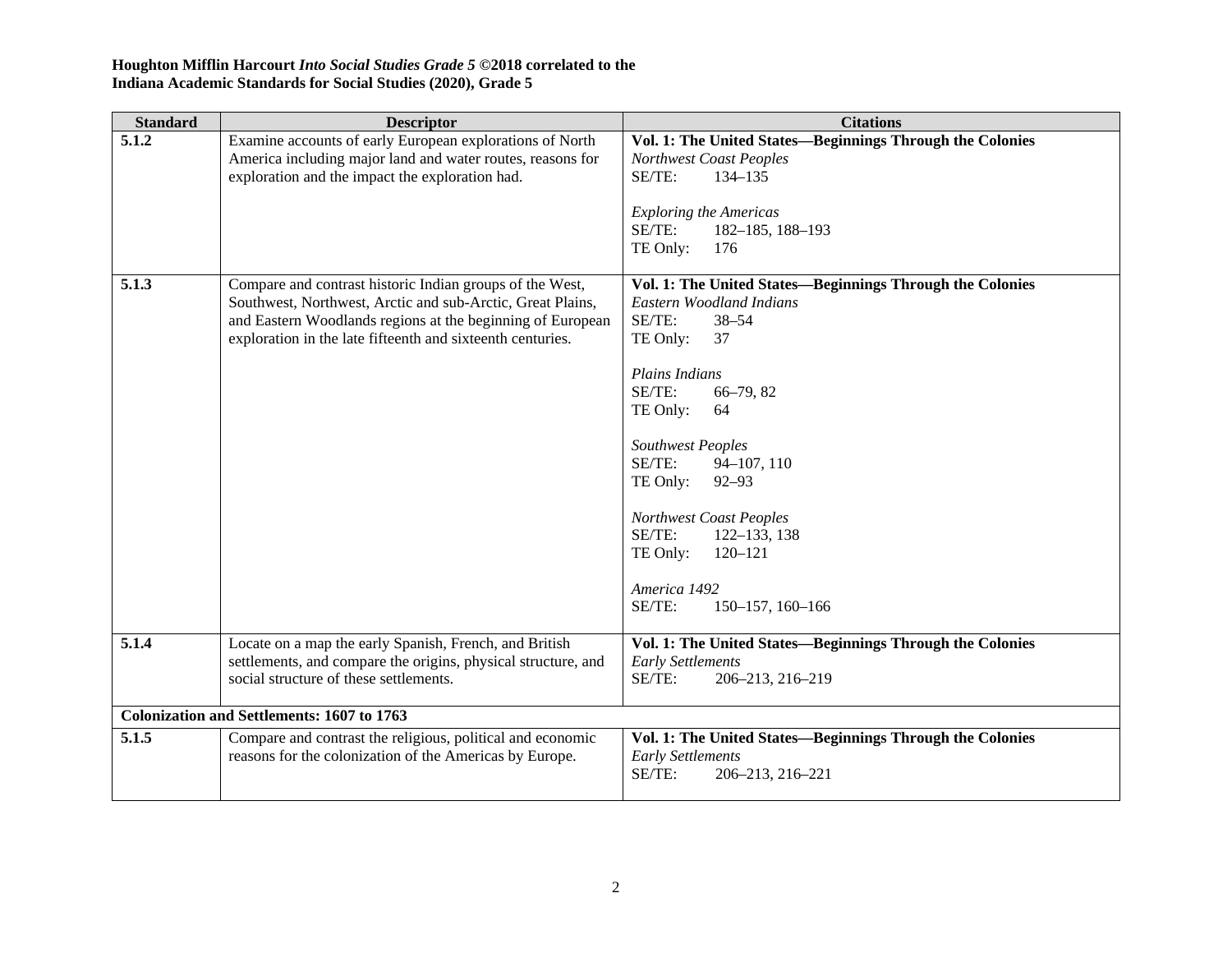**Houghton Mifflin Harcourt *Into Social Studies Grade 5* ©2018 correlated to the Indiana Academic Standards for Social Studies (2020), Grade 5**

| Standard | Descriptor | Citations |
|---|---|---|
| 5.1.2 | Examine accounts of early European explorations of North America including major land and water routes, reasons for exploration and the impact the exploration had. | **Vol. 1: The United States—Beginnings Through the Colonies**<br>*Northwest Coast Peoples*<br>SE/TE: 134–135<br><br>*Exploring the Americas*<br>SE/TE: 182–185, 188–193<br>TE Only: 176 |
| 5.1.3 | Compare and contrast historic Indian groups of the West, Southwest, Northwest, Arctic and sub-Arctic, Great Plains, and Eastern Woodlands regions at the beginning of European exploration in the late fifteenth and sixteenth centuries. | **Vol. 1: The United States—Beginnings Through the Colonies**<br>*Eastern Woodland Indians*<br>SE/TE: 38–54<br>TE Only: 37<br><br>*Plains Indians*<br>SE/TE: 66–79, 82<br>TE Only: 64<br><br>*Southwest Peoples*<br>SE/TE: 94–107, 110<br>TE Only: 92–93<br><br>*Northwest Coast Peoples*<br>SE/TE: 122–133, 138<br>TE Only: 120–121<br><br>*America 1492*<br>SE/TE: 150–157, 160–166 |
| 5.1.4 | Locate on a map the early Spanish, French, and British settlements, and compare the origins, physical structure, and social structure of these settlements. | **Vol. 1: The United States—Beginnings Through the Colonies**<br>*Early Settlements*<br>SE/TE: 206–213, 216–219 |
| **Colonization and Settlements: 1607 to 1763** | | |
| 5.1.5 | Compare and contrast the religious, political and economic reasons for the colonization of the Americas by Europe. | **Vol. 1: The United States—Beginnings Through the Colonies**<br>*Early Settlements*<br>SE/TE: 206–213, 216–221 |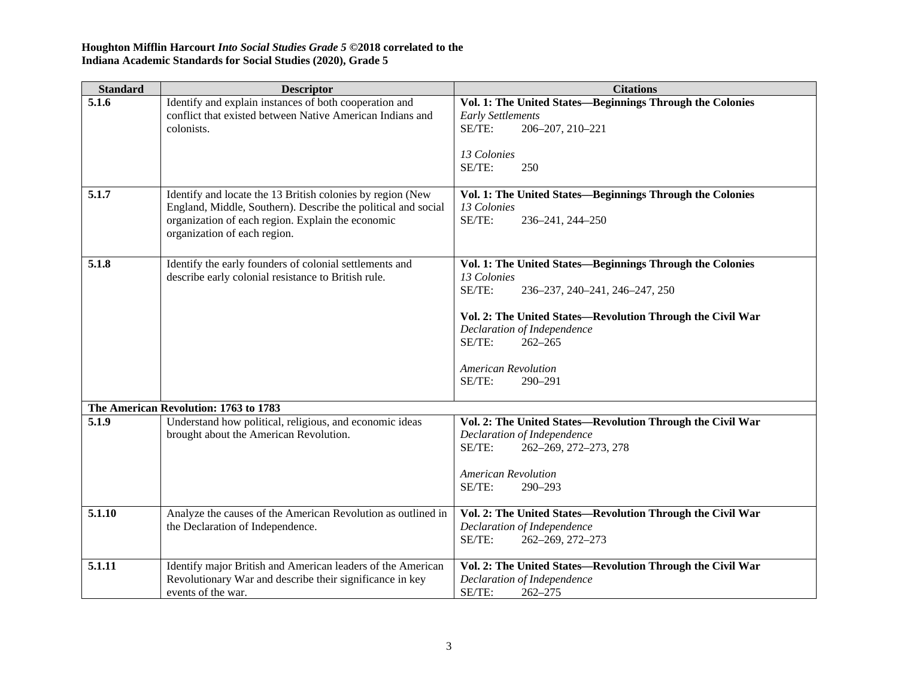**Houghton Mifflin Harcourt *Into Social Studies Grade 5* ©2018 correlated to the**
**Indiana Academic Standards for Social Studies (2020), Grade 5**

| Standard | Descriptor | Citations |
|---|---|---|
| **5.1.6** | Identify and explain instances of both cooperation and conflict that existed between Native American Indians and colonists. | **Vol. 1: The United States—Beginnings Through the Colonies**<br>*Early Settlements*<br>SE/TE: 206–207, 210–221<br><br>*13 Colonies*<br>SE/TE: 250 |
| **5.1.7** | Identify and locate the 13 British colonies by region (New England, Middle, Southern). Describe the political and social organization of each region. Explain the economic organization of each region. | **Vol. 1: The United States—Beginnings Through the Colonies**<br>*13 Colonies*<br>SE/TE: 236–241, 244–250 |
| **5.1.8** | Identify the early founders of colonial settlements and describe early colonial resistance to British rule. | **Vol. 1: The United States—Beginnings Through the Colonies**<br>*13 Colonies*<br>SE/TE: 236–237, 240–241, 246–247, 250<br><br>**Vol. 2: The United States—Revolution Through the Civil War**<br>*Declaration of Independence*<br>SE/TE: 262–265<br><br>*American Revolution*<br>SE/TE: 290–291 |
| **The American Revolution: 1763 to 1783** | | |
| **5.1.9** | Understand how political, religious, and economic ideas brought about the American Revolution. | **Vol. 2: The United States—Revolution Through the Civil War**<br>*Declaration of Independence*<br>SE/TE: 262–269, 272–273, 278<br><br>*American Revolution*<br>SE/TE: 290–293 |
| **5.1.10** | Analyze the causes of the American Revolution as outlined in the Declaration of Independence. | **Vol. 2: The United States—Revolution Through the Civil War**<br>*Declaration of Independence*<br>SE/TE: 262–269, 272–273 |
| **5.1.11** | Identify major British and American leaders of the American Revolutionary War and describe their significance in key events of the war. | **Vol. 2: The United States—Revolution Through the Civil War**<br>*Declaration of Independence*<br>SE/TE: 262–275 |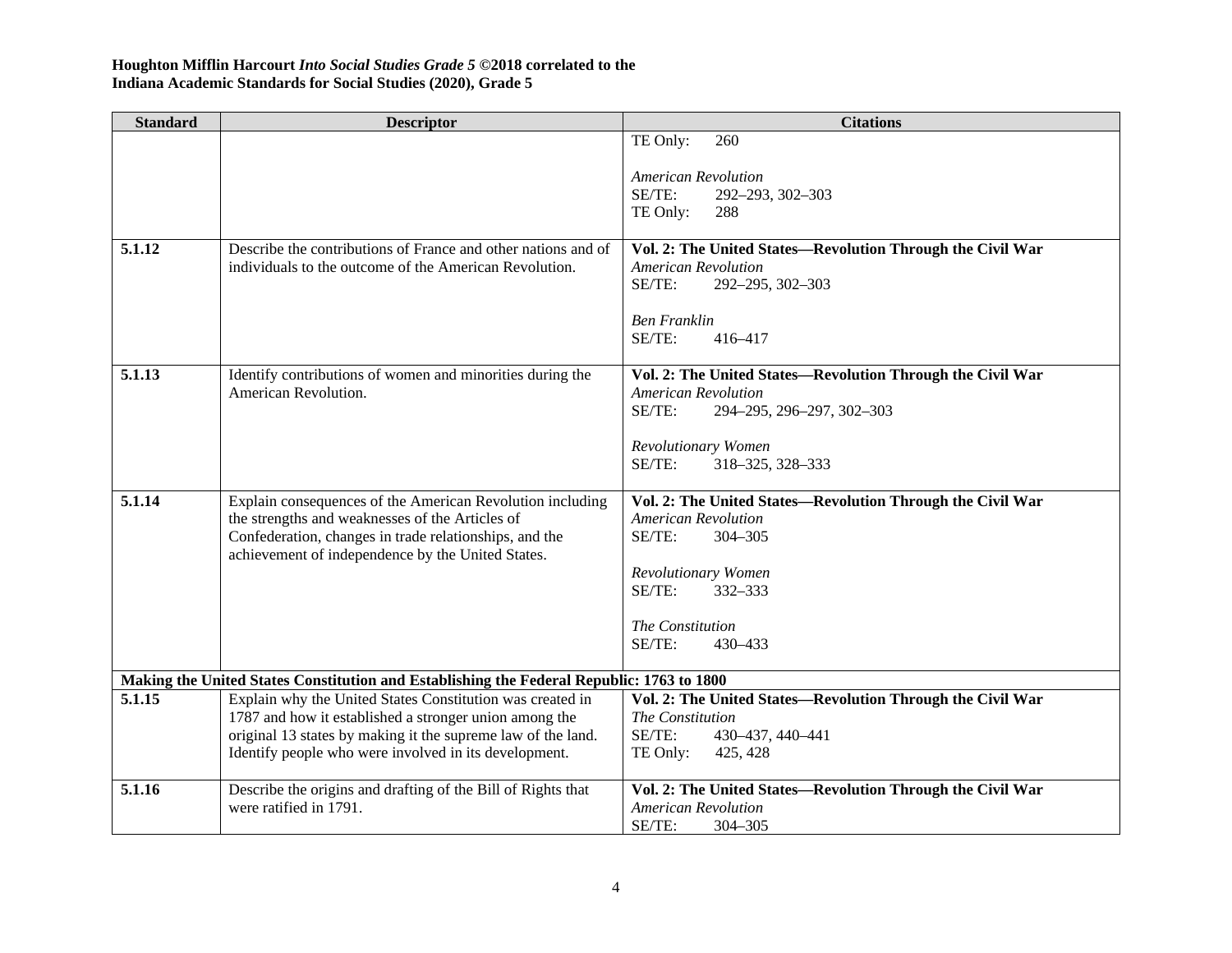**Houghton Mifflin Harcourt *Into Social Studies Grade 5* ©2018 correlated to the**
**Indiana Academic Standards for Social Studies (2020), Grade 5**

| Standard | Descriptor | Citations |
|---|---|---|
| | | TE Only: 260<br><br>*American Revolution*<br>SE/TE: 292–293, 302–303<br>TE Only: 288 |
| **5.1.12** | Describe the contributions of France and other nations and of individuals to the outcome of the American Revolution. | **Vol. 2: The United States—Revolution Through the Civil War**<br>*American Revolution*<br>SE/TE: 292–295, 302–303<br><br>*Ben Franklin*<br>SE/TE: 416–417 |
| **5.1.13** | Identify contributions of women and minorities during the American Revolution. | **Vol. 2: The United States—Revolution Through the Civil War**<br>*American Revolution*<br>SE/TE: 294–295, 296–297, 302–303<br><br>*Revolutionary Women*<br>SE/TE: 318–325, 328–333 |
| **5.1.14** | Explain consequences of the American Revolution including the strengths and weaknesses of the Articles of Confederation, changes in trade relationships, and the achievement of independence by the United States. | **Vol. 2: The United States—Revolution Through the Civil War**<br>*American Revolution*<br>SE/TE: 304–305<br><br>*Revolutionary Women*<br>SE/TE: 332–333<br><br>*The Constitution*<br>SE/TE: 430–433 |
| **Making the United States Constitution and Establishing the Federal Republic: 1763 to 1800** | | |
| **5.1.15** | Explain why the United States Constitution was created in 1787 and how it established a stronger union among the original 13 states by making it the supreme law of the land. Identify people who were involved in its development. | **Vol. 2: The United States—Revolution Through the Civil War**<br>*The Constitution*<br>SE/TE: 430–437, 440–441<br>TE Only: 425, 428 |
| **5.1.16** | Describe the origins and drafting of the Bill of Rights that were ratified in 1791. | **Vol. 2: The United States—Revolution Through the Civil War**<br>*American Revolution*<br>SE/TE: 304–305 |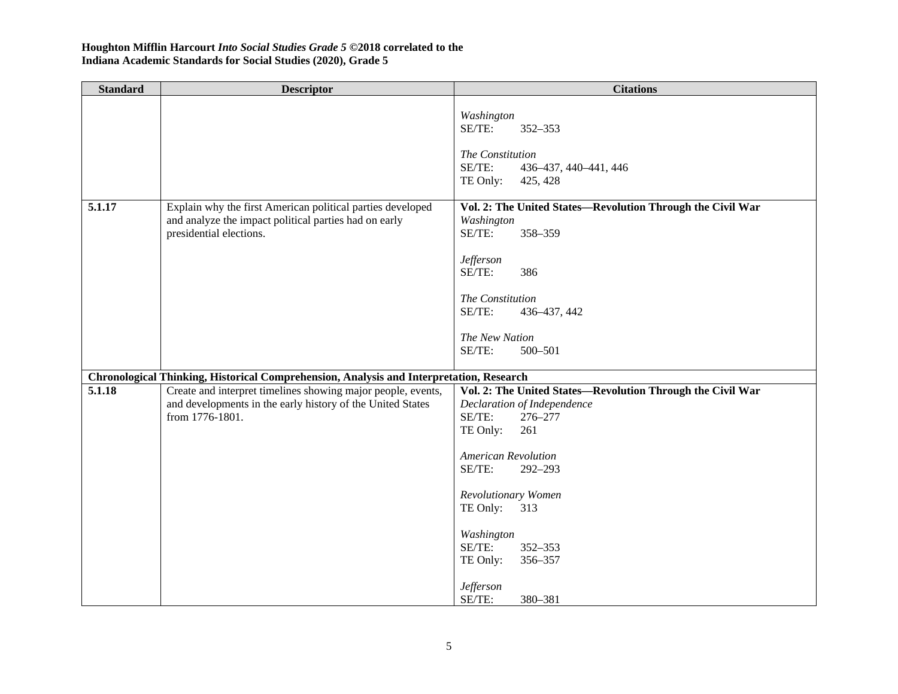**Houghton Mifflin Harcourt *Into Social Studies Grade 5* ©2018 correlated to the Indiana Academic Standards for Social Studies (2020), Grade 5**

| Standard | Descriptor | Citations |
|---|---|---|
| | | *Washington*<br>SE/TE: 352–353<br><br>*The Constitution*<br>SE/TE: 436–437, 440–441, 446<br>TE Only: 425, 428 |
| **5.1.17** | Explain why the first American political parties developed and analyze the impact political parties had on early presidential elections. | **Vol. 2: The United States—Revolution Through the Civil War**<br>*Washington*<br>SE/TE: 358–359<br><br>*Jefferson*<br>SE/TE: 386<br><br>*The Constitution*<br>SE/TE: 436–437, 442<br><br>*The New Nation*<br>SE/TE: 500–501 |
| **Chronological Thinking, Historical Comprehension, Analysis and Interpretation, Research** | | |
| **5.1.18** | Create and interpret timelines showing major people, events, and developments in the early history of the United States from 1776-1801. | **Vol. 2: The United States—Revolution Through the Civil War**<br>*Declaration of Independence*<br>SE/TE: 276–277<br>TE Only: 261<br><br>*American Revolution*<br>SE/TE: 292–293<br><br>*Revolutionary Women*<br>TE Only: 313<br><br>*Washington*<br>SE/TE: 352–353<br>TE Only: 356–357<br><br>*Jefferson*<br>SE/TE: 380–381 |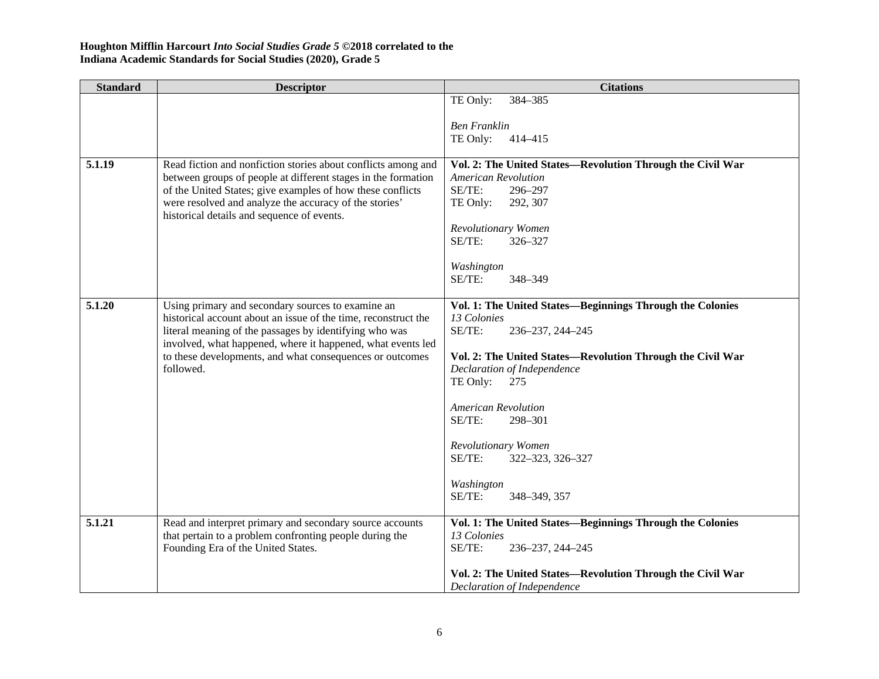**Houghton Mifflin Harcourt *Into Social Studies Grade 5* ©2018 correlated to the Indiana Academic Standards for Social Studies (2020), Grade 5**

| Standard | Descriptor | Citations |
|---|---|---|
| | | TE Only: 384–385<br><br>*Ben Franklin*<br>TE Only: 414–415 |
| **5.1.19** | Read fiction and nonfiction stories about conflicts among and between groups of people at different stages in the formation of the United States; give examples of how these conflicts were resolved and analyze the accuracy of the stories' historical details and sequence of events. | **Vol. 2: The United States—Revolution Through the Civil War**<br>*American Revolution*<br>SE/TE: 296–297<br>TE Only: 292, 307<br><br>*Revolutionary Women*<br>SE/TE: 326–327<br><br>*Washington*<br>SE/TE: 348–349 |
| **5.1.20** | Using primary and secondary sources to examine an historical account about an issue of the time, reconstruct the literal meaning of the passages by identifying who was involved, what happened, where it happened, what events led to these developments, and what consequences or outcomes followed. | **Vol. 1: The United States—Beginnings Through the Colonies**<br>*13 Colonies*<br>SE/TE: 236–237, 244–245<br><br>**Vol. 2: The United States—Revolution Through the Civil War**<br>*Declaration of Independence*<br>TE Only: 275<br><br>*American Revolution*<br>SE/TE: 298–301<br><br>*Revolutionary Women*<br>SE/TE: 322–323, 326–327<br><br>*Washington*<br>SE/TE: 348–349, 357 |
| **5.1.21** | Read and interpret primary and secondary source accounts that pertain to a problem confronting people during the Founding Era of the United States. | **Vol. 1: The United States—Beginnings Through the Colonies**<br>*13 Colonies*<br>SE/TE: 236–237, 244–245<br><br>**Vol. 2: The United States—Revolution Through the Civil War**<br>*Declaration of Independence* |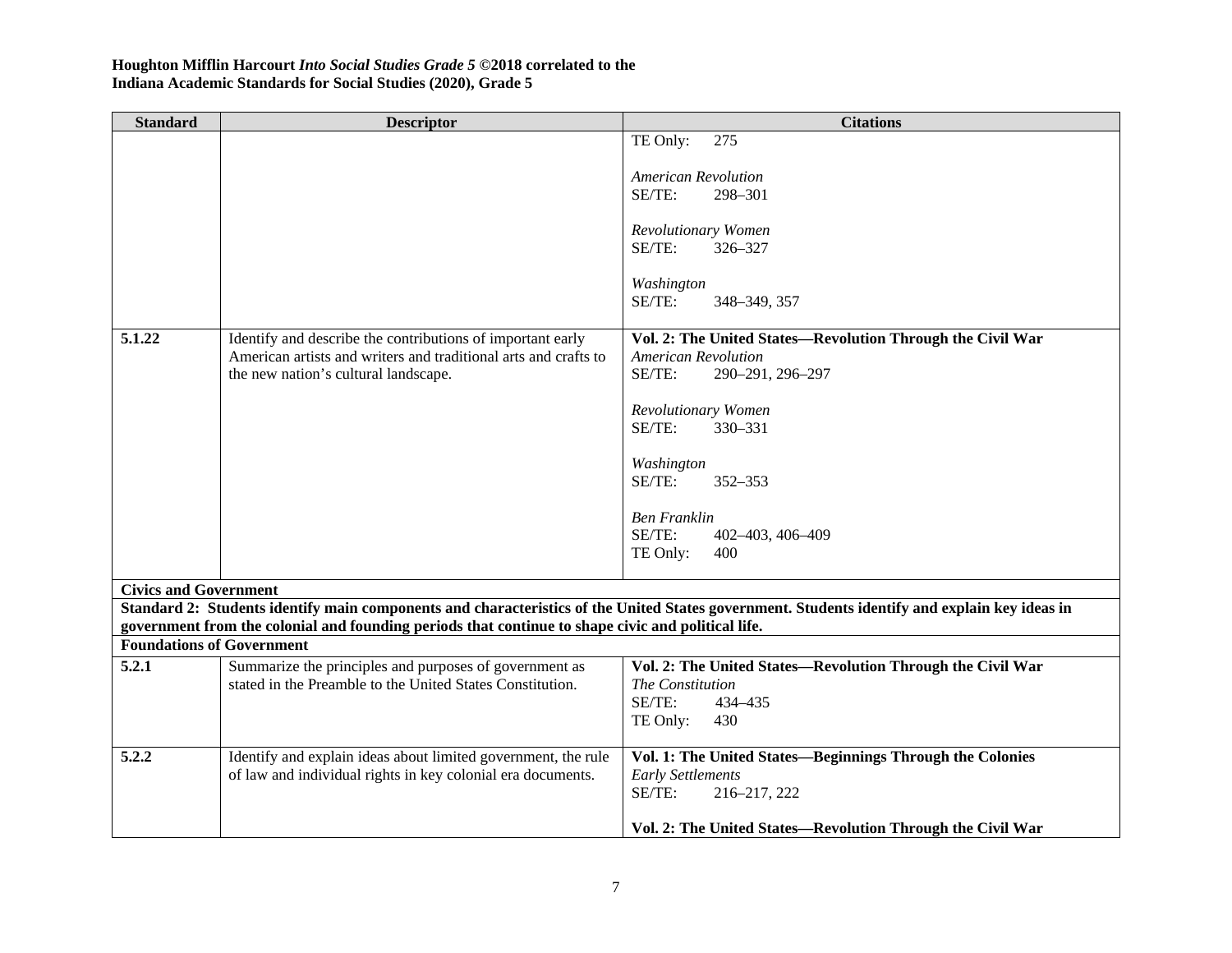**Houghton Mifflin Harcourt *Into Social Studies Grade 5* ©2018 correlated to the**
**Indiana Academic Standards for Social Studies (2020), Grade 5**

| Standard | Descriptor | Citations |
|---|---|---|
| | | TE Only: 275<br><br>*American Revolution*<br>SE/TE: 298–301<br><br>*Revolutionary Women*<br>SE/TE: 326–327<br><br>*Washington*<br>SE/TE: 348–349, 357 |
| **5.1.22** | Identify and describe the contributions of important early American artists and writers and traditional arts and crafts to the new nation's cultural landscape. | **Vol. 2: The United States—Revolution Through the Civil War**<br>*American Revolution*<br>SE/TE: 290–291, 296–297<br><br>*Revolutionary Women*<br>SE/TE: 330–331<br><br>*Washington*<br>SE/TE: 352–353<br><br>*Ben Franklin*<br>SE/TE: 402–403, 406–409<br>TE Only: 400 |
| **Civics and Government** | | |
| **Standard 2: Students identify main components and characteristics of the United States government. Students identify and explain key ideas in government from the colonial and founding periods that continue to shape civic and political life.** | | |
| **Foundations of Government** | | |
| **5.2.1** | Summarize the principles and purposes of government as stated in the Preamble to the United States Constitution. | **Vol. 2: The United States—Revolution Through the Civil War**<br>*The Constitution*<br>SE/TE: 434–435<br>TE Only: 430 |
| **5.2.2** | Identify and explain ideas about limited government, the rule of law and individual rights in key colonial era documents. | **Vol. 1: The United States—Beginnings Through the Colonies**<br>*Early Settlements*<br>SE/TE: 216–217, 222<br><br>**Vol. 2: The United States—Revolution Through the Civil War** |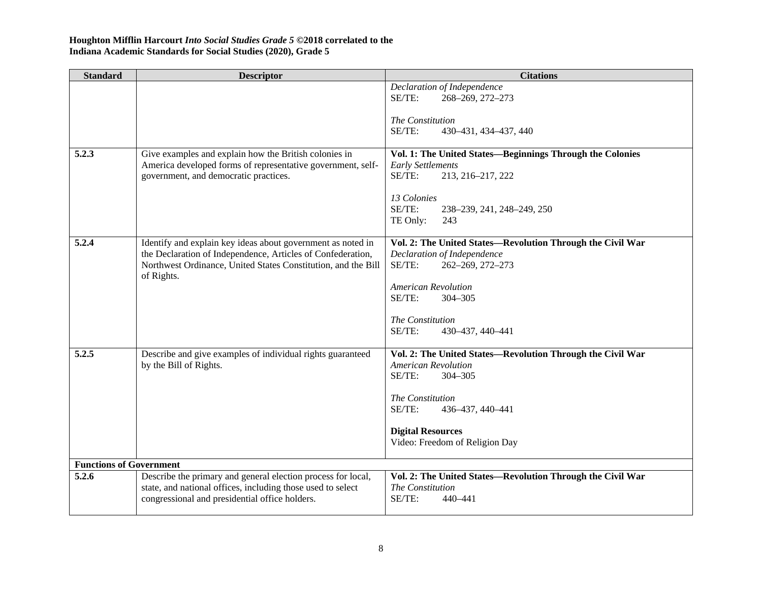**Houghton Mifflin Harcourt *Into Social Studies Grade 5* ©2018 correlated to the**
**Indiana Academic Standards for Social Studies (2020), Grade 5**

| Standard | Descriptor | Citations |
|---|---|---|
| | | *Declaration of Independence*<br>SE/TE: 268–269, 272–273<br><br>*The Constitution*<br>SE/TE: 430–431, 434–437, 440 |
| **5.2.3** | Give examples and explain how the British colonies in America developed forms of representative government, self-government, and democratic practices. | **Vol. 1: The United States—Beginnings Through the Colonies**<br>*Early Settlements*<br>SE/TE: 213, 216–217, 222<br><br>*13 Colonies*<br>SE/TE: 238–239, 241, 248–249, 250<br>TE Only: 243 |
| **5.2.4** | Identify and explain key ideas about government as noted in the Declaration of Independence, Articles of Confederation, Northwest Ordinance, United States Constitution, and the Bill of Rights. | **Vol. 2: The United States—Revolution Through the Civil War**<br>*Declaration of Independence*<br>SE/TE: 262–269, 272–273<br><br>*American Revolution*<br>SE/TE: 304–305<br><br>*The Constitution*<br>SE/TE: 430–437, 440–441 |
| **5.2.5** | Describe and give examples of individual rights guaranteed by the Bill of Rights. | **Vol. 2: The United States—Revolution Through the Civil War**<br>*American Revolution*<br>SE/TE: 304–305<br><br>*The Constitution*<br>SE/TE: 436–437, 440–441<br><br>**Digital Resources**<br>Video: Freedom of Religion Day |
| **Functions of Government** | | |
| **5.2.6** | Describe the primary and general election process for local, state, and national offices, including those used to select congressional and presidential office holders. | **Vol. 2: The United States—Revolution Through the Civil War**<br>*The Constitution*<br>SE/TE: 440–441 |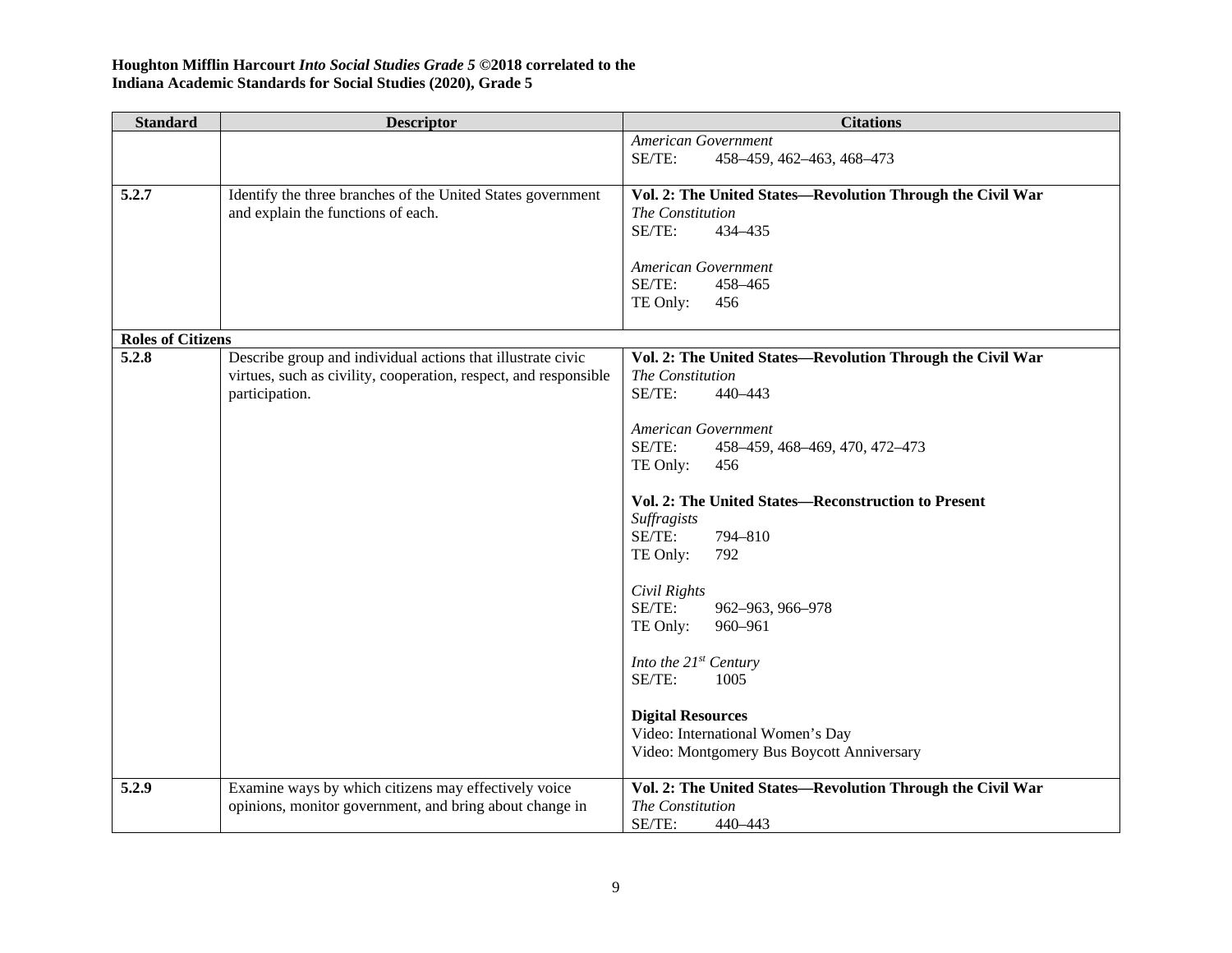**Houghton Mifflin Harcourt *Into Social Studies Grade 5* ©2018 correlated to the Indiana Academic Standards for Social Studies (2020), Grade 5**

| Standard | Descriptor | Citations |
|---|---|---|
| | | *American Government*<br>SE/TE: 458–459, 462–463, 468–473 |
| **5.2.7** | Identify the three branches of the United States government and explain the functions of each. | **Vol. 2: The United States—Revolution Through the Civil War**<br>*The Constitution*<br>SE/TE: 434–435<br><br>*American Government*<br>SE/TE: 458–465<br>TE Only: 456 |
| **Roles of Citizens** | | |
| **5.2.8** | Describe group and individual actions that illustrate civic virtues, such as civility, cooperation, respect, and responsible participation. | **Vol. 2: The United States—Revolution Through the Civil War**<br>*The Constitution*<br>SE/TE: 440–443<br><br>*American Government*<br>SE/TE: 458–459, 468–469, 470, 472–473<br>TE Only: 456<br><br>**Vol. 2: The United States—Reconstruction to Present**<br>*Suffragists*<br>SE/TE: 794–810<br>TE Only: 792<br><br>*Civil Rights*<br>SE/TE: 962–963, 966–978<br>TE Only: 960–961<br><br>*Into the 21st Century*<br>SE/TE: 1005<br><br>**Digital Resources**<br>Video: International Women's Day<br>Video: Montgomery Bus Boycott Anniversary |
| **5.2.9** | Examine ways by which citizens may effectively voice opinions, monitor government, and bring about change in | **Vol. 2: The United States—Revolution Through the Civil War**<br>*The Constitution*<br>SE/TE: 440–443 |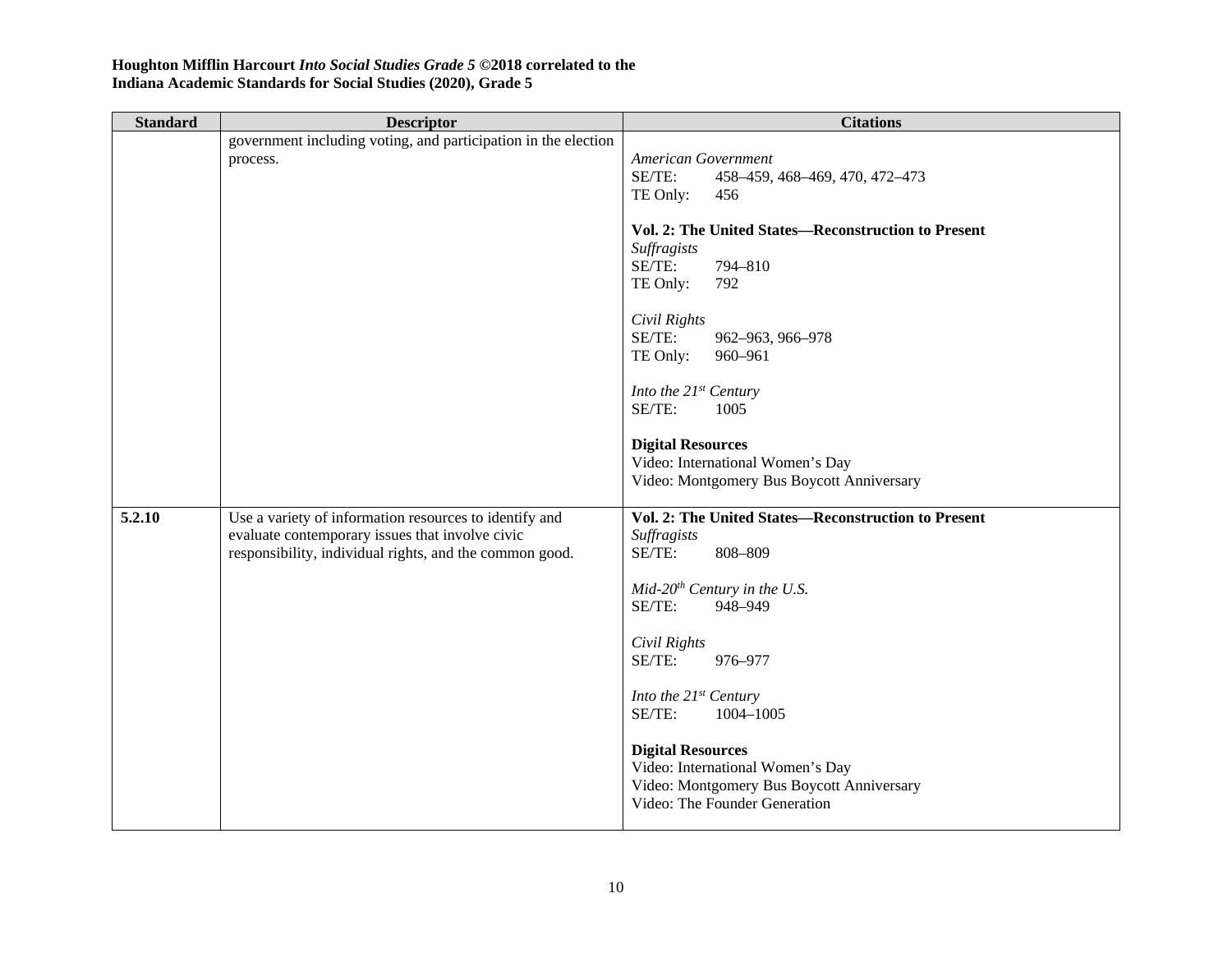**Houghton Mifflin Harcourt *Into Social Studies Grade 5* ©2018 correlated to the Indiana Academic Standards for Social Studies (2020), Grade 5**

| Standard | Descriptor | Citations |
|---|---|---|
| | government including voting, and participation in the election process. | *American Government*<br>SE/TE: 458–459, 468–469, 470, 472–473<br>TE Only: 456<br><br>**Vol. 2: The United States—Reconstruction to Present**<br>*Suffragists*<br>SE/TE: 794–810<br>TE Only: 792<br><br>*Civil Rights*<br>SE/TE: 962–963, 966–978<br>TE Only: 960–961<br><br>*Into the 21st Century*<br>SE/TE: 1005<br><br>**Digital Resources**<br>Video: International Women's Day<br>Video: Montgomery Bus Boycott Anniversary |
| **5.2.10** | Use a variety of information resources to identify and evaluate contemporary issues that involve civic responsibility, individual rights, and the common good. | **Vol. 2: The United States—Reconstruction to Present**<br>*Suffragists*<br>SE/TE: 808–809<br><br>*Mid-20th Century in the U.S.*<br>SE/TE: 948–949<br><br>*Civil Rights*<br>SE/TE: 976–977<br><br>*Into the 21st Century*<br>SE/TE: 1004–1005<br><br>**Digital Resources**<br>Video: International Women's Day<br>Video: Montgomery Bus Boycott Anniversary<br>Video: The Founder Generation |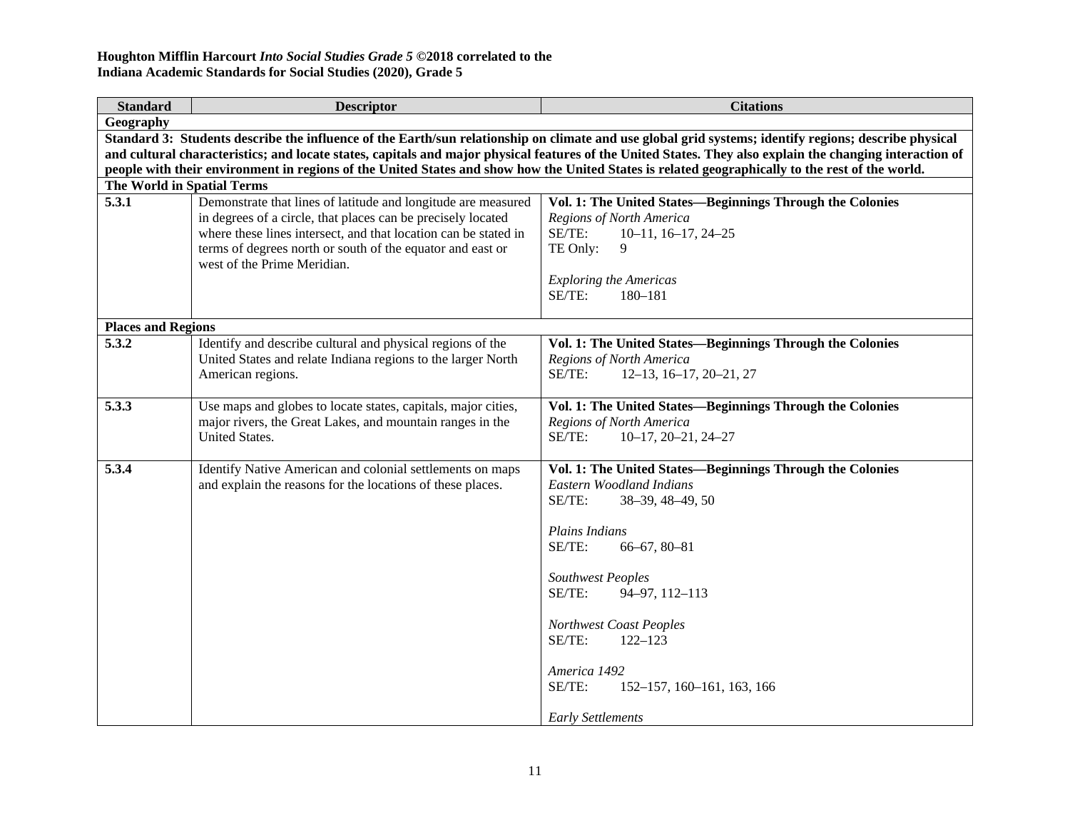**Houghton Mifflin Harcourt *Into Social Studies Grade 5* ©2018 correlated to the Indiana Academic Standards for Social Studies (2020), Grade 5**

| Standard | Descriptor | Citations |
|---|---|---|
| **Geography** | | |
| **Standard 3: Students describe the influence of the Earth/sun relationship on climate and use global grid systems; identify regions; describe physical and cultural characteristics; and locate states, capitals and major physical features of the United States. They also explain the changing interaction of people with their environment in regions of the United States and show how the United States is related geographically to the rest of the world.** | | |
| **The World in Spatial Terms** | | |
| **5.3.1** | Demonstrate that lines of latitude and longitude are measured in degrees of a circle, that places can be precisely located where these lines intersect, and that location can be stated in terms of degrees north or south of the equator and east or west of the Prime Meridian. | **Vol. 1: The United States—Beginnings Through the Colonies**<br>*Regions of North America*<br>SE/TE: 10–11, 16–17, 24–25<br>TE Only: 9<br><br>*Exploring the Americas*<br>SE/TE: 180–181 |
| **Places and Regions** | | |
| **5.3.2** | Identify and describe cultural and physical regions of the United States and relate Indiana regions to the larger North American regions. | **Vol. 1: The United States—Beginnings Through the Colonies**<br>*Regions of North America*<br>SE/TE: 12–13, 16–17, 20–21, 27 |
| **5.3.3** | Use maps and globes to locate states, capitals, major cities, major rivers, the Great Lakes, and mountain ranges in the United States. | **Vol. 1: The United States—Beginnings Through the Colonies**<br>*Regions of North America*<br>SE/TE: 10–17, 20–21, 24–27 |
| **5.3.4** | Identify Native American and colonial settlements on maps and explain the reasons for the locations of these places. | **Vol. 1: The United States—Beginnings Through the Colonies**<br>*Eastern Woodland Indians*<br>SE/TE: 38–39, 48–49, 50<br><br>*Plains Indians*<br>SE/TE: 66–67, 80–81<br><br>*Southwest Peoples*<br>SE/TE: 94–97, 112–113<br><br>*Northwest Coast Peoples*<br>SE/TE: 122–123<br><br>*America 1492*<br>SE/TE: 152–157, 160–161, 163, 166<br><br>*Early Settlements* |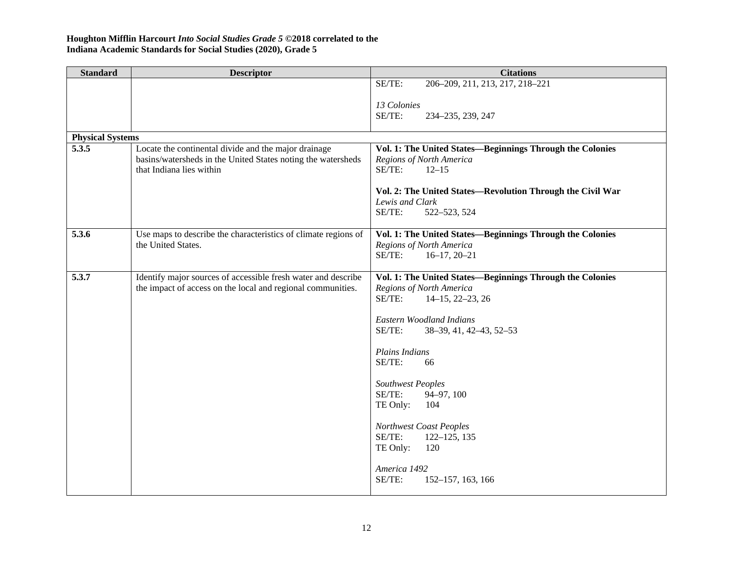**Houghton Mifflin Harcourt *Into Social Studies Grade 5* ©2018 correlated to the**
**Indiana Academic Standards for Social Studies (2020), Grade 5**

| Standard | Descriptor | Citations |
|---|---|---|
| | | SE/TE: 206–209, 211, 213, 217, 218–221<br><br>*13 Colonies*<br>SE/TE: 234–235, 239, 247 |
| **Physical Systems** | | |
| **5.3.5** | Locate the continental divide and the major drainage basins/watersheds in the United States noting the watersheds that Indiana lies within | **Vol. 1: The United States—Beginnings Through the Colonies**<br>*Regions of North America*<br>SE/TE: 12–15<br><br>**Vol. 2: The United States—Revolution Through the Civil War**<br>*Lewis and Clark*<br>SE/TE: 522–523, 524 |
| **5.3.6** | Use maps to describe the characteristics of climate regions of the United States. | **Vol. 1: The United States—Beginnings Through the Colonies**<br>*Regions of North America*<br>SE/TE: 16–17, 20–21 |
| **5.3.7** | Identify major sources of accessible fresh water and describe the impact of access on the local and regional communities. | **Vol. 1: The United States—Beginnings Through the Colonies**<br>*Regions of North America*<br>SE/TE: 14–15, 22–23, 26<br><br>*Eastern Woodland Indians*<br>SE/TE: 38–39, 41, 42–43, 52–53<br><br>*Plains Indians*<br>SE/TE: 66<br><br>*Southwest Peoples*<br>SE/TE: 94–97, 100<br>TE Only: 104<br><br>*Northwest Coast Peoples*<br>SE/TE: 122–125, 135<br>TE Only: 120<br><br>*America 1492*<br>SE/TE: 152–157, 163, 166 |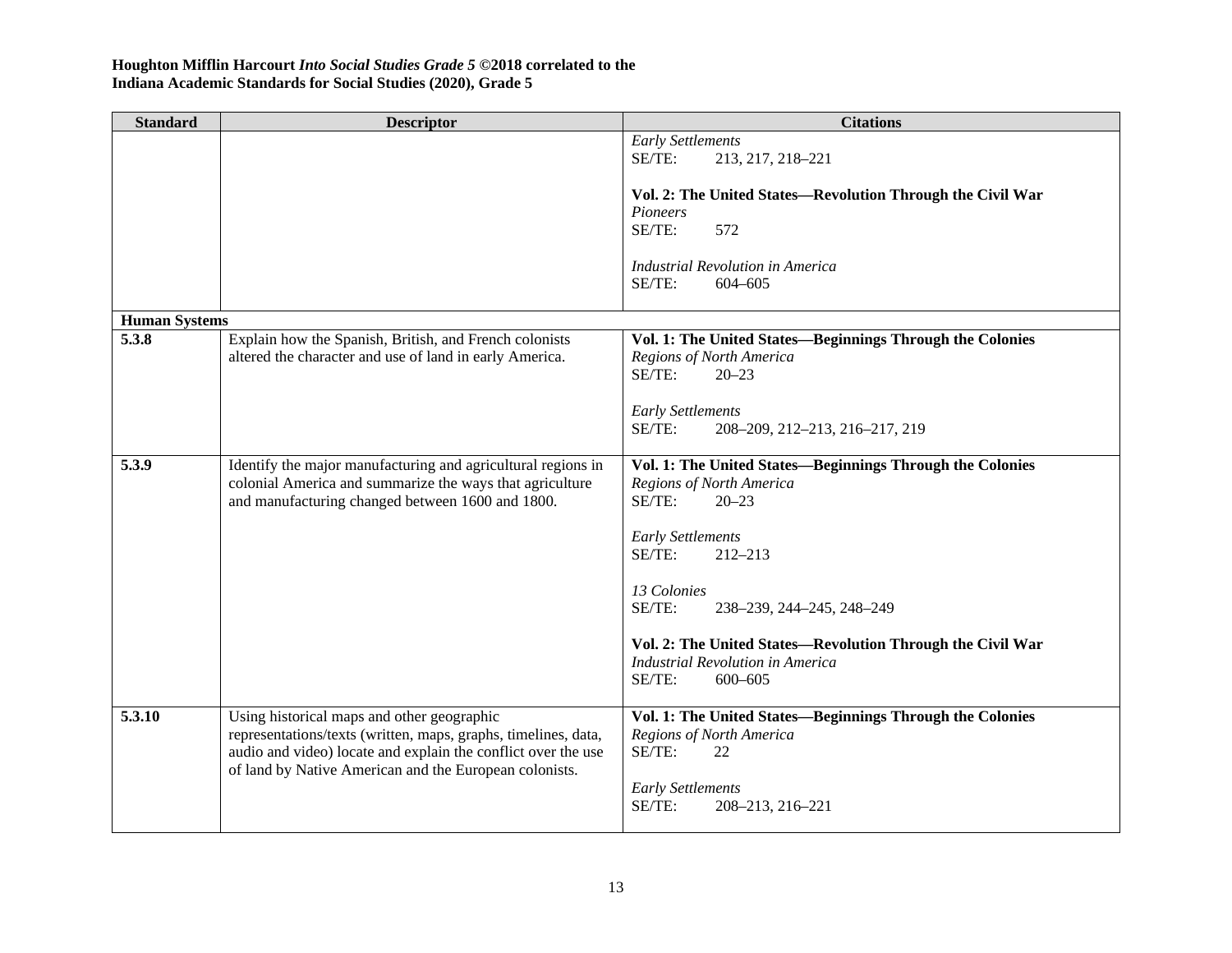**Houghton Mifflin Harcourt *Into Social Studies Grade 5* ©2018 correlated to the Indiana Academic Standards for Social Studies (2020), Grade 5**

| Standard | Descriptor | Citations |
|---|---|---|
| | | *Early Settlements*<br>SE/TE: 213, 217, 218–221<br><br>**Vol. 2: The United States—Revolution Through the Civil War**<br>*Pioneers*<br>SE/TE: 572<br><br>*Industrial Revolution in America*<br>SE/TE: 604–605 |
| **Human Systems** | | |
| **5.3.8** | Explain how the Spanish, British, and French colonists altered the character and use of land in early America. | **Vol. 1: The United States—Beginnings Through the Colonies**<br>*Regions of North America*<br>SE/TE: 20–23<br><br>*Early Settlements*<br>SE/TE: 208–209, 212–213, 216–217, 219 |
| **5.3.9** | Identify the major manufacturing and agricultural regions in colonial America and summarize the ways that agriculture and manufacturing changed between 1600 and 1800. | **Vol. 1: The United States—Beginnings Through the Colonies**<br>*Regions of North America*<br>SE/TE: 20–23<br><br>*Early Settlements*<br>SE/TE: 212–213<br><br>*13 Colonies*<br>SE/TE: 238–239, 244–245, 248–249<br><br>**Vol. 2: The United States—Revolution Through the Civil War**<br>*Industrial Revolution in America*<br>SE/TE: 600–605 |
| **5.3.10** | Using historical maps and other geographic representations/texts (written, maps, graphs, timelines, data, audio and video) locate and explain the conflict over the use of land by Native American and the European colonists. | **Vol. 1: The United States—Beginnings Through the Colonies**<br>*Regions of North America*<br>SE/TE: 22<br><br>*Early Settlements*<br>SE/TE: 208–213, 216–221 |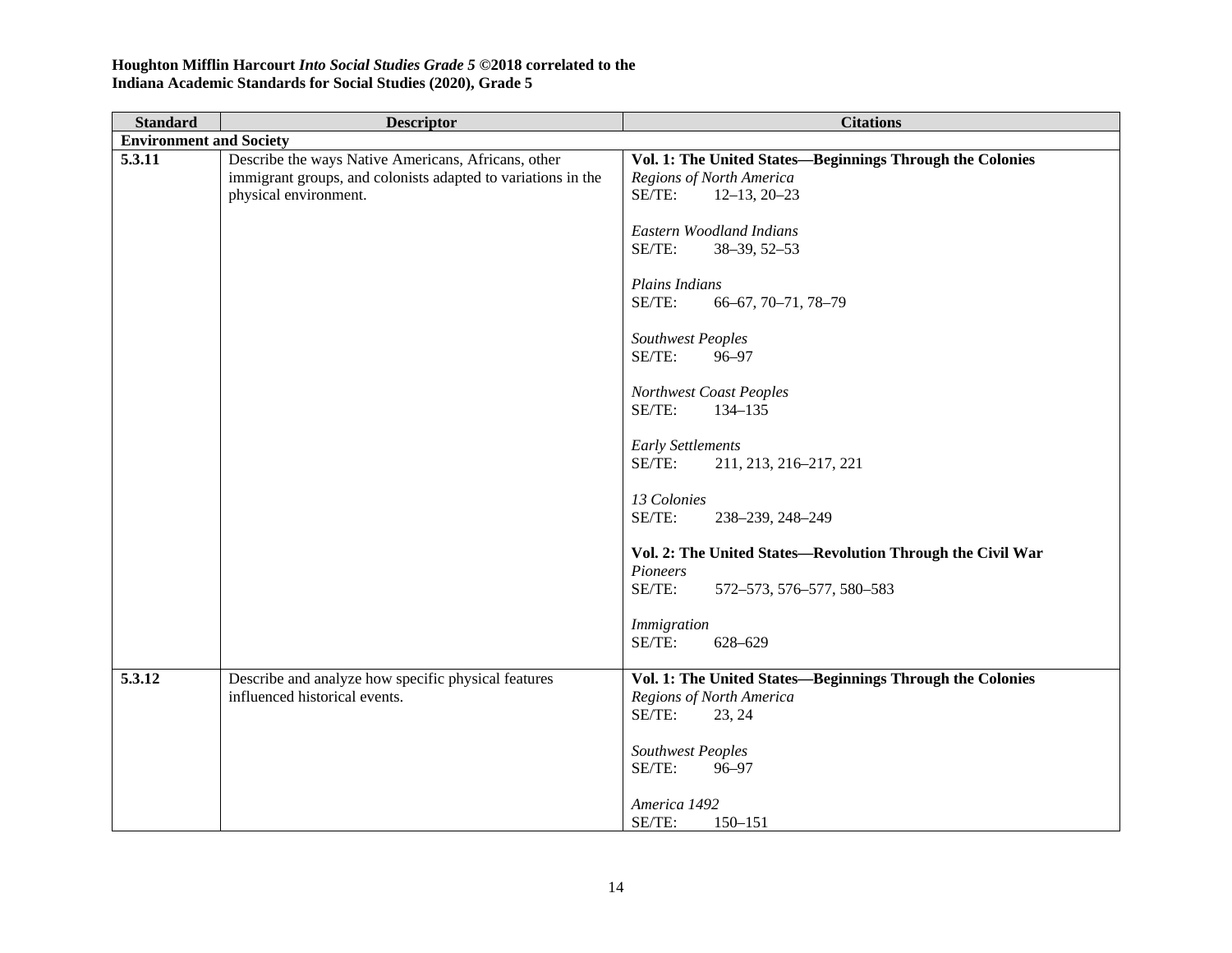**Houghton Mifflin Harcourt *Into Social Studies Grade 5* ©2018 correlated to the**
**Indiana Academic Standards for Social Studies (2020), Grade 5**

| Standard | Descriptor | Citations |
|---|---|---|
| **Environment and Society** | | |
| **5.3.11** | Describe the ways Native Americans, Africans, other immigrant groups, and colonists adapted to variations in the physical environment. | **Vol. 1: The United States—Beginnings Through the Colonies**<br>*Regions of North America*<br>SE/TE: 12–13, 20–23<br><br>*Eastern Woodland Indians*<br>SE/TE: 38–39, 52–53<br><br>*Plains Indians*<br>SE/TE: 66–67, 70–71, 78–79<br><br>*Southwest Peoples*<br>SE/TE: 96–97<br><br>*Northwest Coast Peoples*<br>SE/TE: 134–135<br><br>*Early Settlements*<br>SE/TE: 211, 213, 216–217, 221<br><br>*13 Colonies*<br>SE/TE: 238–239, 248–249<br><br>**Vol. 2: The United States—Revolution Through the Civil War**<br>*Pioneers*<br>SE/TE: 572–573, 576–577, 580–583<br><br>*Immigration*<br>SE/TE: 628–629 |
| **5.3.12** | Describe and analyze how specific physical features influenced historical events. | **Vol. 1: The United States—Beginnings Through the Colonies**<br>*Regions of North America*<br>SE/TE: 23, 24<br><br>*Southwest Peoples*<br>SE/TE: 96–97<br><br>*America 1492*<br>SE/TE: 150–151 |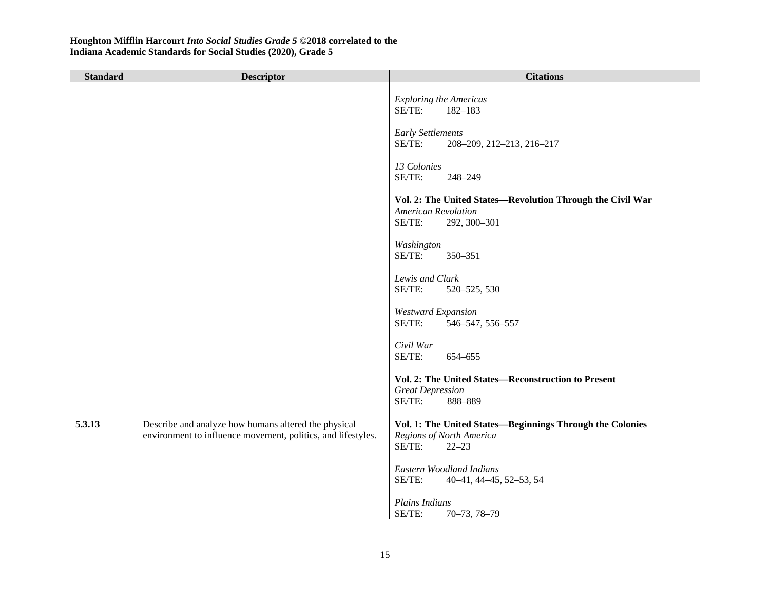**Houghton Mifflin Harcourt *Into Social Studies Grade 5* ©2018 correlated to the Indiana Academic Standards for Social Studies (2020), Grade 5**

| Standard | Descriptor | Citations |
|---|---|---|
| | | *Exploring the Americas*<br>SE/TE: 182–183<br><br>*Early Settlements*<br>SE/TE: 208–209, 212–213, 216–217<br><br>*13 Colonies*<br>SE/TE: 248–249<br><br>**Vol. 2: The United States—Revolution Through the Civil War**<br>*American Revolution*<br>SE/TE: 292, 300–301<br><br>*Washington*<br>SE/TE: 350–351<br><br>*Lewis and Clark*<br>SE/TE: 520–525, 530<br><br>*Westward Expansion*<br>SE/TE: 546–547, 556–557<br><br>*Civil War*<br>SE/TE: 654–655<br><br>**Vol. 2: The United States—Reconstruction to Present**<br>*Great Depression*<br>SE/TE: 888–889 |
| **5.3.13** | Describe and analyze how humans altered the physical environment to influence movement, politics, and lifestyles. | **Vol. 1: The United States—Beginnings Through the Colonies**<br>*Regions of North America*<br>SE/TE: 22–23<br><br>*Eastern Woodland Indians*<br>SE/TE: 40–41, 44–45, 52–53, 54<br><br>*Plains Indians*<br>SE/TE: 70–73, 78–79 |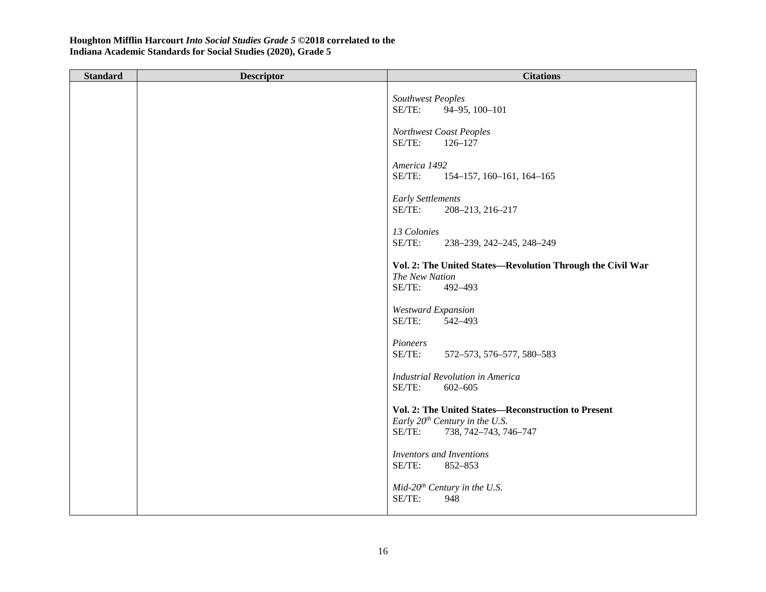**Houghton Mifflin Harcourt *Into Social Studies Grade 5* ©2018 correlated to the Indiana Academic Standards for Social Studies (2020), Grade 5**

| Standard | Descriptor | Citations |
|---|---|---|
| | | *Southwest Peoples*<br>SE/TE: 94–95, 100–101<br><br>*Northwest Coast Peoples*<br>SE/TE: 126–127<br><br>*America 1492*<br>SE/TE: 154–157, 160–161, 164–165<br><br>*Early Settlements*<br>SE/TE: 208–213, 216–217<br><br>*13 Colonies*<br>SE/TE: 238–239, 242–245, 248–249<br><br>**Vol. 2: The United States—Revolution Through the Civil War**<br>*The New Nation*<br>SE/TE: 492–493<br><br>*Westward Expansion*<br>SE/TE: 542–493<br><br>*Pioneers*<br>SE/TE: 572–573, 576–577, 580–583<br><br>*Industrial Revolution in America*<br>SE/TE: 602–605<br><br>**Vol. 2: The United States—Reconstruction to Present**<br>*Early 20th Century in the U.S.*<br>SE/TE: 738, 742–743, 746–747<br><br>*Inventors and Inventions*<br>SE/TE: 852–853<br><br>*Mid-20th Century in the U.S.*<br>SE/TE: 948 |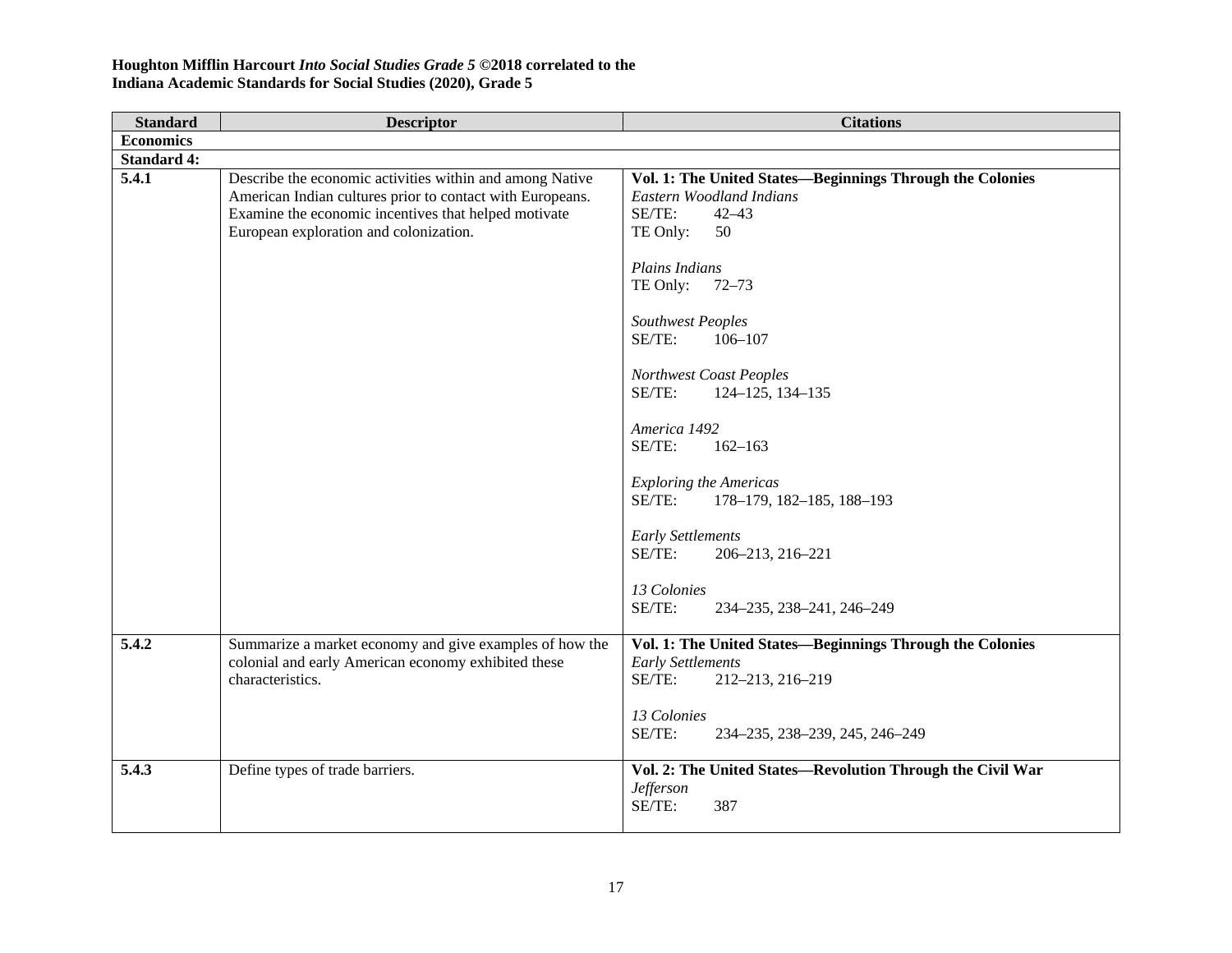**Houghton Mifflin Harcourt *Into Social Studies Grade 5* ©2018 correlated to the**
**Indiana Academic Standards for Social Studies (2020), Grade 5**

| Standard | Descriptor | Citations |
|---|---|---|
| **Economics** | | |
| **Standard 4:** | | |
| **5.4.1** | Describe the economic activities within and among Native American Indian cultures prior to contact with Europeans. Examine the economic incentives that helped motivate European exploration and colonization. | **Vol. 1: The United States—Beginnings Through the Colonies**<br>*Eastern Woodland Indians*<br>SE/TE: 42–43<br>TE Only: 50<br><br>*Plains Indians*<br>TE Only: 72–73<br><br>*Southwest Peoples*<br>SE/TE: 106–107<br><br>*Northwest Coast Peoples*<br>SE/TE: 124–125, 134–135<br><br>*America 1492*<br>SE/TE: 162–163<br><br>*Exploring the Americas*<br>SE/TE: 178–179, 182–185, 188–193<br><br>*Early Settlements*<br>SE/TE: 206–213, 216–221<br><br>*13 Colonies*<br>SE/TE: 234–235, 238–241, 246–249 |
| **5.4.2** | Summarize a market economy and give examples of how the colonial and early American economy exhibited these characteristics. | **Vol. 1: The United States—Beginnings Through the Colonies**<br>*Early Settlements*<br>SE/TE: 212–213, 216–219<br><br>*13 Colonies*<br>SE/TE: 234–235, 238–239, 245, 246–249 |
| **5.4.3** | Define types of trade barriers. | **Vol. 2: The United States—Revolution Through the Civil War**<br>*Jefferson*<br>SE/TE: 387 |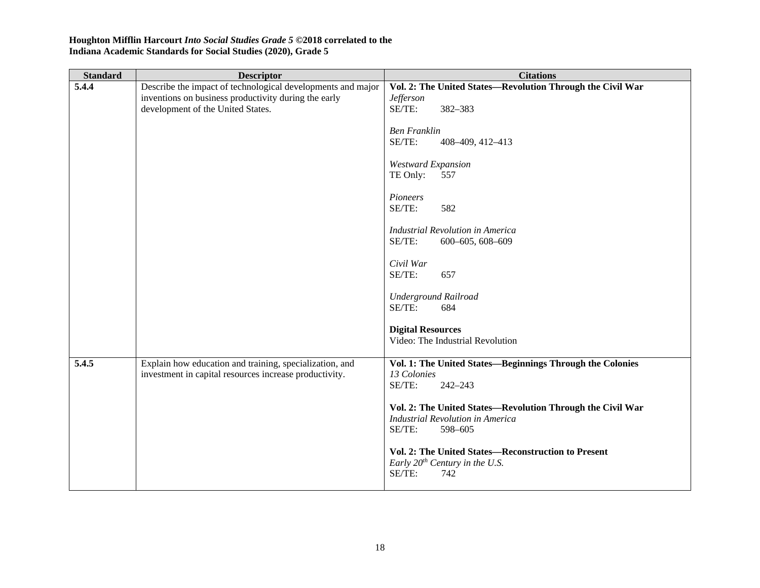**Houghton Mifflin Harcourt *Into Social Studies Grade 5* ©2018 correlated to the Indiana Academic Standards for Social Studies (2020), Grade 5**

| Standard | Descriptor | Citations |
| --- | --- | --- |
| **5.4.4** | Describe the impact of technological developments and major inventions on business productivity during the early development of the United States. | **Vol. 2: The United States—Revolution Through the Civil War**<br>*Jefferson*<br>SE/TE: 382–383<br><br>*Ben Franklin*<br>SE/TE: 408–409, 412–413<br><br>*Westward Expansion*<br>TE Only: 557<br><br>*Pioneers*<br>SE/TE: 582<br><br>*Industrial Revolution in America*<br>SE/TE: 600–605, 608–609<br><br>*Civil War*<br>SE/TE: 657<br><br>*Underground Railroad*<br>SE/TE: 684<br><br>**Digital Resources**<br>Video: The Industrial Revolution |
| **5.4.5** | Explain how education and training, specialization, and investment in capital resources increase productivity. | **Vol. 1: The United States—Beginnings Through the Colonies**<br>*13 Colonies*<br>SE/TE: 242–243<br><br>**Vol. 2: The United States—Revolution Through the Civil War**<br>*Industrial Revolution in America*<br>SE/TE: 598–605<br><br>**Vol. 2: The United States—Reconstruction to Present**<br>*Early 20th Century in the U.S.*<br>SE/TE: 742 |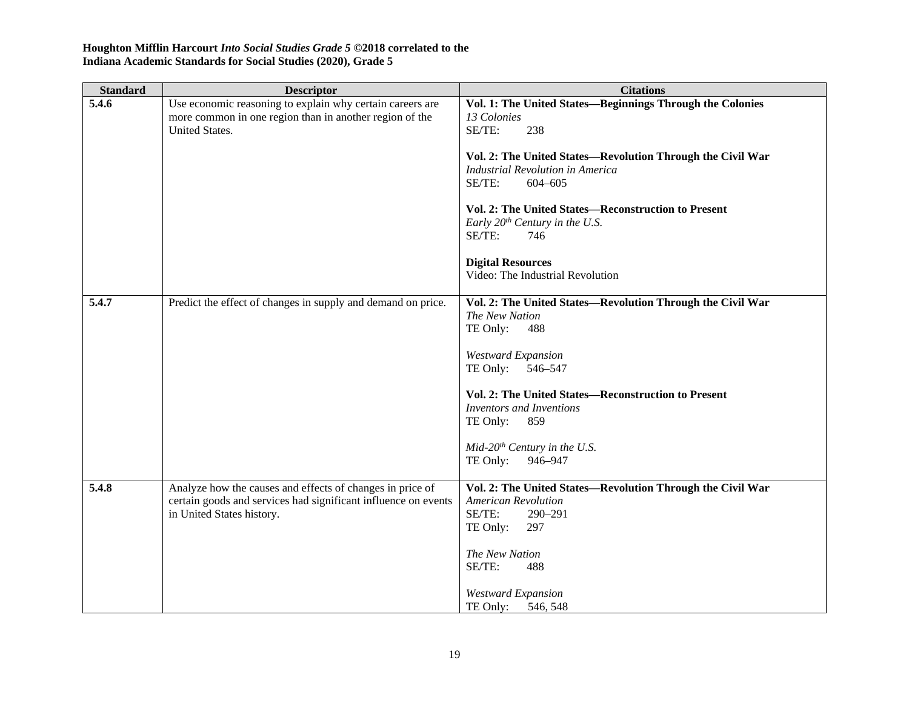**Houghton Mifflin Harcourt *Into Social Studies Grade 5* ©2018 correlated to the**
**Indiana Academic Standards for Social Studies (2020), Grade 5**

| Standard | Descriptor | Citations |
|---|---|---|
| **5.4.6** | Use economic reasoning to explain why certain careers are more common in one region than in another region of the United States. | **Vol. 1: The United States—Beginnings Through the Colonies**<br>*13 Colonies*<br>SE/TE: 238<br><br>**Vol. 2: The United States—Revolution Through the Civil War**<br>*Industrial Revolution in America*<br>SE/TE: 604–605<br><br>**Vol. 2: The United States—Reconstruction to Present**<br>*Early 20th Century in the U.S.*<br>SE/TE: 746<br><br>**Digital Resources**<br>Video: The Industrial Revolution |
| **5.4.7** | Predict the effect of changes in supply and demand on price. | **Vol. 2: The United States—Revolution Through the Civil War**<br>*The New Nation*<br>TE Only: 488<br><br>*Westward Expansion*<br>TE Only: 546–547<br><br>**Vol. 2: The United States—Reconstruction to Present**<br>*Inventors and Inventions*<br>TE Only: 859<br><br>*Mid-20th Century in the U.S.*<br>TE Only: 946–947 |
| **5.4.8** | Analyze how the causes and effects of changes in price of certain goods and services had significant influence on events in United States history. | **Vol. 2: The United States—Revolution Through the Civil War**<br>*American Revolution*<br>SE/TE: 290–291<br>TE Only: 297<br><br>*The New Nation*<br>SE/TE: 488<br><br>*Westward Expansion*<br>TE Only: 546, 548 |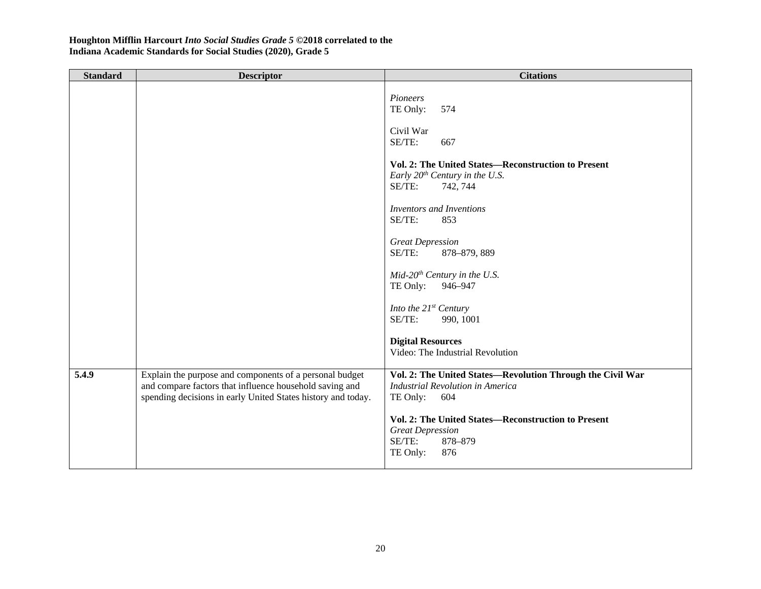**Houghton Mifflin Harcourt *Into Social Studies Grade 5* ©2018 correlated to the Indiana Academic Standards for Social Studies (2020), Grade 5**

| Standard | Descriptor | Citations |
|---|---|---|
| | | *Pioneers*<br>TE Only: 574<br><br>Civil War<br>SE/TE: 667<br><br>**Vol. 2: The United States—Reconstruction to Present**<br>*Early 20th Century in the U.S.*<br>SE/TE: 742, 744<br><br>*Inventors and Inventions*<br>SE/TE: 853<br><br>*Great Depression*<br>SE/TE: 878–879, 889<br><br>*Mid-20th Century in the U.S.*<br>TE Only: 946–947<br><br>*Into the 21st Century*<br>SE/TE: 990, 1001<br><br>**Digital Resources**<br>Video: The Industrial Revolution |
| **5.4.9** | Explain the purpose and components of a personal budget and compare factors that influence household saving and spending decisions in early United States history and today. | **Vol. 2: The United States—Revolution Through the Civil War**<br>*Industrial Revolution in America*<br>TE Only: 604<br><br>**Vol. 2: The United States—Reconstruction to Present**<br>*Great Depression*<br>SE/TE: 878–879<br>TE Only: 876 |